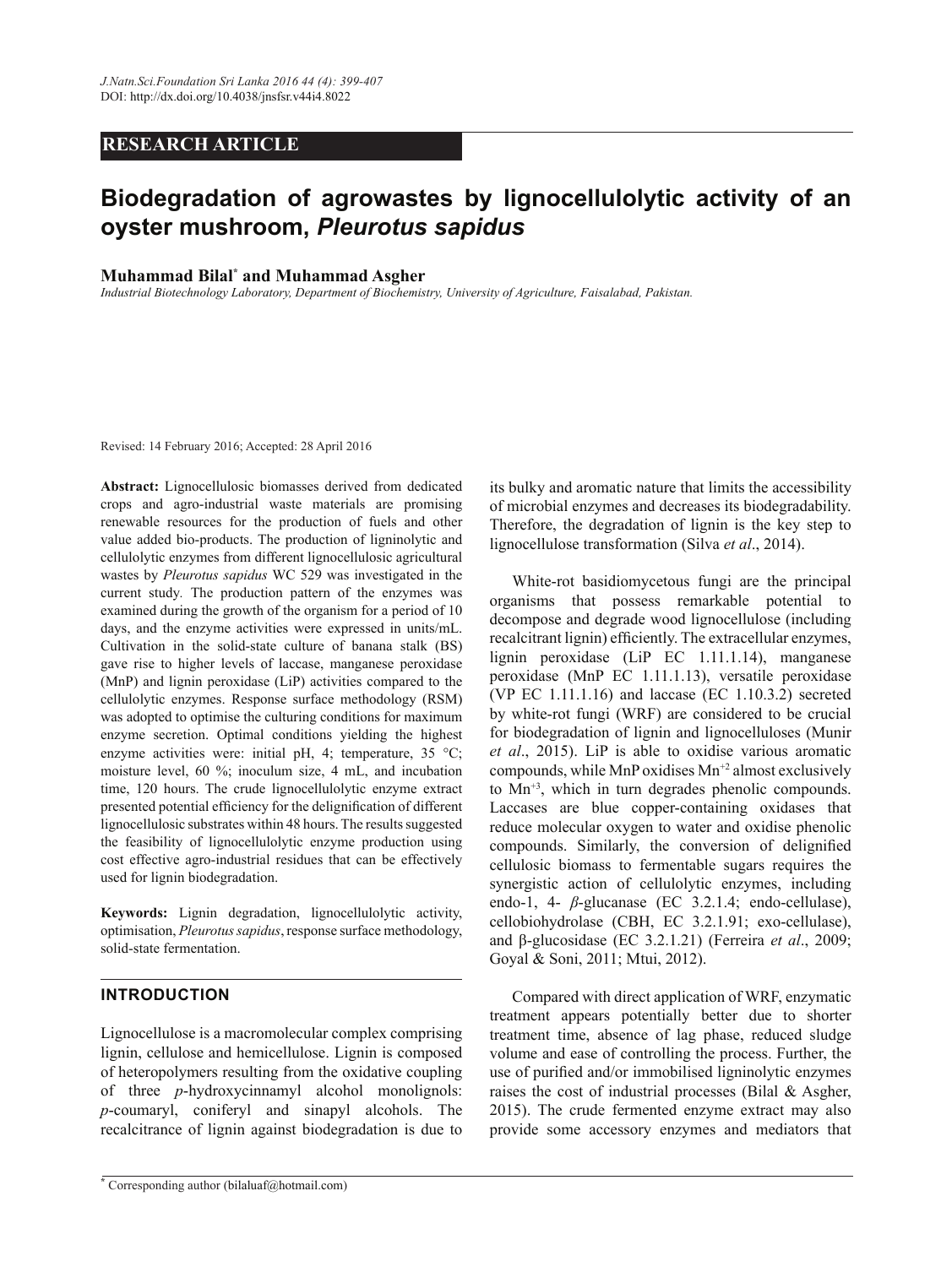RESEARCH ARTICLE

# Biodegradation of agrowastes by lignocellulolytic activity of an oyster mushroom, *Pleurotus sapidus*

**Muhammad Bilal*** **and Muhammad Asgher**

*Industrial Biotechnology Laboratory, Department of Biochemistry, University of Agriculture, Faisalabad, Pakistan.*

Revised: 14 February 2016; Accepted: 28 April 2016

**Abstract:** Lignocellulosic biomasses derived from dedicated crops and agro-industrial waste materials are promising renewable resources for the production of fuels and other value added bio-products. The production of ligninolytic and cellulolytic enzymes from different lignocellulosic agricultural wastes by *Pleurotus sapidus* WC 529 was investigated in the current study. The production pattern of the enzymes was examined during the growth of the organism for a period of 10 days, and the enzyme activities were expressed in units/mL. Cultivation in the solid-state culture of banana stalk (BS) gave rise to higher levels of laccase, manganese peroxidase (MnP) and lignin peroxidase (LiP) activities compared to the cellulolytic enzymes. Response surface methodology (RSM) was adopted to optimise the culturing conditions for maximum enzyme secretion. Optimal conditions yielding the highest enzyme activities were: initial pH, 4; temperature, 35 °C; moisture level, 60 %; inoculum size, 4 mL, and incubation time, 120 hours. The crude lignocellulolytic enzyme extract presented potential efficiency for the delignification of different lignocellulosic substrates within 48 hours. The results suggested the feasibility of lignocellulolytic enzyme production using cost effective agro-industrial residues that can be effectively used for lignin biodegradation.

**Keywords:** Lignin degradation, lignocellulolytic activity, optimisation, *Pleurotus sapidus*, response surface methodology, solid-state fermentation.

## INTRODUCTION

Lignocellulose is a macromolecular complex comprising lignin, cellulose and hemicellulose. Lignin is composed of heteropolymers resulting from the oxidative coupling of three *p*-hydroxycinnamyl alcohol monolignols: *p*-coumaryl, coniferyl and sinapyl alcohols. The recalcitrance of lignin against biodegradation is due to its bulky and aromatic nature that limits the accessibility of microbial enzymes and decreases its biodegradability. Therefore, the degradation of lignin is the key step to lignocellulose transformation (Silva *et al*., 2014).

White-rot basidiomycetous fungi are the principal organisms that possess remarkable potential to decompose and degrade wood lignocellulose (including recalcitrant lignin) efficiently. The extracellular enzymes, lignin peroxidase (LiP EC 1.11.1.14), manganese peroxidase (MnP EC 1.11.1.13), versatile peroxidase (VP EC 1.11.1.16) and laccase (EC 1.10.3.2) secreted by white-rot fungi (WRF) are considered to be crucial for biodegradation of lignin and lignocelluloses (Munir *et al*., 2015). LiP is able to oxidise various aromatic compounds, while MnP oxidises $Mn^{+2}$ almost exclusively to $Mn^{+3}$, which in turn degrades phenolic compounds. Laccases are blue copper-containing oxidases that reduce molecular oxygen to water and oxidise phenolic compounds. Similarly, the conversion of delignified cellulosic biomass to fermentable sugars requires the synergistic action of cellulolytic enzymes, including endo-1, 4- *β*-glucanase (EC 3.2.1.4; endo-cellulase), cellobiohydrolase (CBH, EC 3.2.1.91; exo-cellulase), and β-glucosidase (EC 3.2.1.21) (Ferreira *et al*., 2009; Goyal & Soni, 2011; Mtui, 2012).

Compared with direct application of WRF, enzymatic treatment appears potentially better due to shorter treatment time, absence of lag phase, reduced sludge volume and ease of controlling the process. Further, the use of purified and/or immobilised ligninolytic enzymes raises the cost of industrial processes (Bilal & Asgher, 2015). The crude fermented enzyme extract may also provide some accessory enzymes and mediators that

* Corresponding author (bilaluaf@hotmail.com)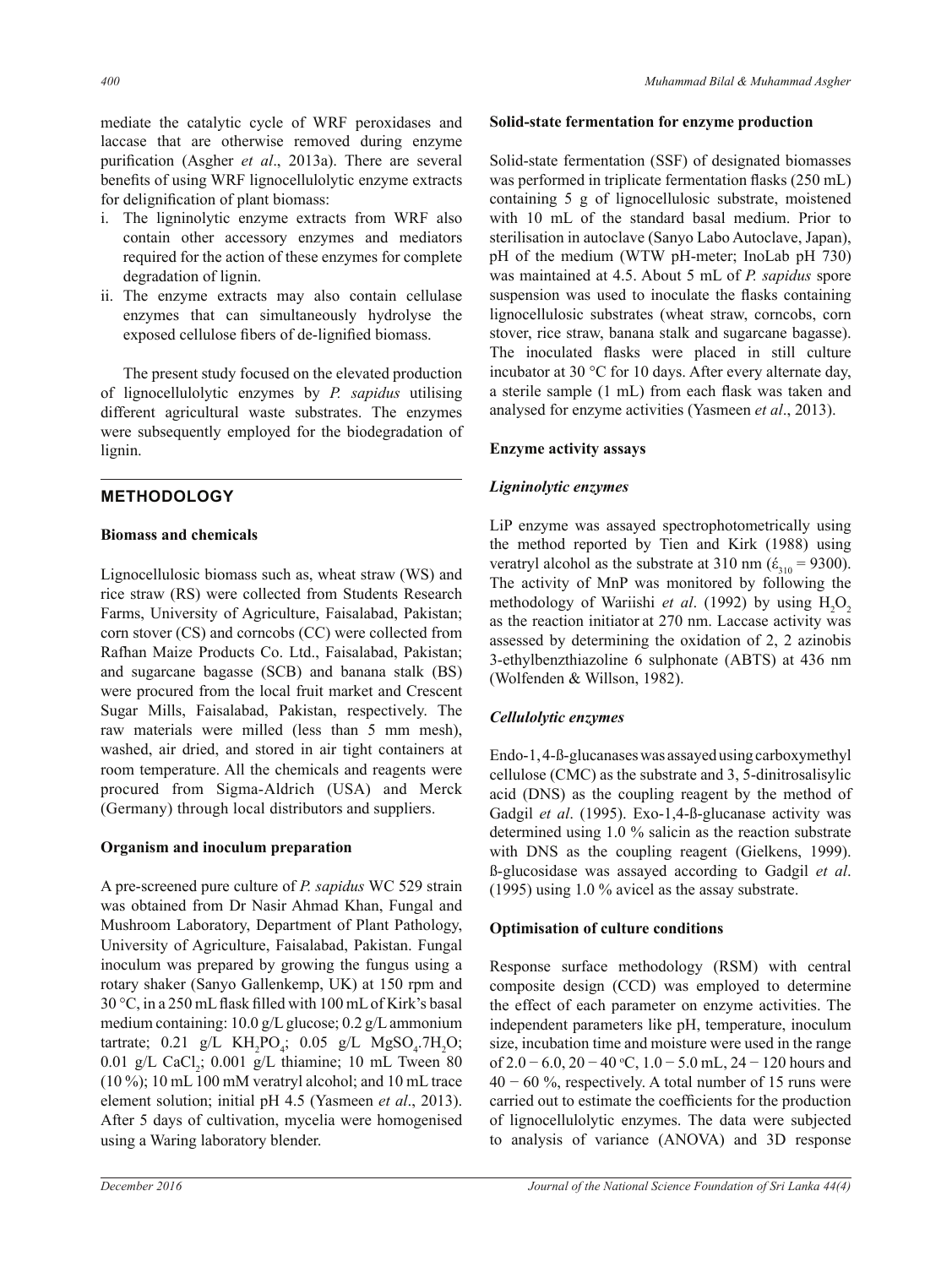mediate the catalytic cycle of WRF peroxidases and laccase that are otherwise removed during enzyme purification (Asgher *et al*., 2013a). There are several benefits of using WRF lignocellulolytic enzyme extracts for delignification of plant biomass:

i. The ligninolytic enzyme extracts from WRF also contain other accessory enzymes and mediators required for the action of these enzymes for complete degradation of lignin.
ii. The enzyme extracts may also contain cellulase enzymes that can simultaneously hydrolyse the exposed cellulose fibers of de-lignified biomass.

The present study focused on the elevated production of lignocellulolytic enzymes by *P. sapidus* utilising different agricultural waste substrates. The enzymes were subsequently employed for the biodegradation of lignin.

## METHODOLOGY

### Biomass and chemicals

Lignocellulosic biomass such as, wheat straw (WS) and rice straw (RS) were collected from Students Research Farms, University of Agriculture, Faisalabad, Pakistan; corn stover (CS) and corncobs (CC) were collected from Rafhan Maize Products Co. Ltd., Faisalabad, Pakistan; and sugarcane bagasse (SCB) and banana stalk (BS) were procured from the local fruit market and Crescent Sugar Mills, Faisalabad, Pakistan, respectively. The raw materials were milled (less than 5 mm mesh), washed, air dried, and stored in air tight containers at room temperature. All the chemicals and reagents were procured from Sigma-Aldrich (USA) and Merck (Germany) through local distributors and suppliers.

### Organism and inoculum preparation

A pre-screened pure culture of *P. sapidus* WC 529 strain was obtained from Dr Nasir Ahmad Khan, Fungal and Mushroom Laboratory, Department of Plant Pathology, University of Agriculture, Faisalabad, Pakistan. Fungal inoculum was prepared by growing the fungus using a rotary shaker (Sanyo Gallenkemp, UK) at 150 rpm and 30 °C, in a 250 mL flask filled with 100 mL of Kirk's basal medium containing: 10.0 g/L glucose; 0.2 g/L ammonium tartrate; 0.21 g/L $KH_2PO_4$; 0.05 g/L $MgSO_4.7H_2O$; 0.01 g/L $CaCl_2$; 0.001 g/L thiamine; 10 mL Tween 80 (10 %); 10 mL 100 mM veratryl alcohol; and 10 mL trace element solution; initial pH 4.5 (Yasmeen *et al*., 2013). After 5 days of cultivation, mycelia were homogenised using a Waring laboratory blender.

### Solid-state fermentation for enzyme production

Solid-state fermentation (SSF) of designated biomasses was performed in triplicate fermentation flasks (250 mL) containing 5 g of lignocellulosic substrate, moistened with 10 mL of the standard basal medium. Prior to sterilisation in autoclave (Sanyo Labo Autoclave, Japan), pH of the medium (WTW pH-meter; InoLab pH 730) was maintained at 4.5. About 5 mL of *P. sapidus* spore suspension was used to inoculate the flasks containing lignocellulosic substrates (wheat straw, corncobs, corn stover, rice straw, banana stalk and sugarcane bagasse). The inoculated flasks were placed in still culture incubator at 30 °C for 10 days. After every alternate day, a sterile sample (1 mL) from each flask was taken and analysed for enzyme activities (Yasmeen *et al*., 2013).

### Enzyme activity assays

#### *Ligninolytic enzymes*

LiP enzyme was assayed spectrophotometrically using the method reported by Tien and Kirk (1988) using veratryl alcohol as the substrate at 310 nm ($\acute{\varepsilon}_{310}$ = 9300). The activity of MnP was monitored by following the methodology of Wariishi *et al*. (1992) by using $H_2O_2$ as the reaction initiator at 270 nm. Laccase activity was assessed by determining the oxidation of 2, 2 azinobis 3-ethylbenzthiazoline 6 sulphonate (ABTS) at 436 nm (Wolfenden & Willson, 1982).

#### *Cellulolytic enzymes*

Endo-1, 4-ß-glucanases was assayed using carboxymethyl cellulose (CMC) as the substrate and 3, 5-dinitrosalisylic acid (DNS) as the coupling reagent by the method of Gadgil *et al*. (1995). Exo-1,4-ß-glucanase activity was determined using 1.0 % salicin as the reaction substrate with DNS as the coupling reagent (Gielkens, 1999). ß-glucosidase was assayed according to Gadgil *et al*. (1995) using 1.0 % avicel as the assay substrate.

### Optimisation of culture conditions

Response surface methodology (RSM) with central composite design (CCD) was employed to determine the effect of each parameter on enzyme activities. The independent parameters like pH, temperature, inoculum size, incubation time and moisture were used in the range of 2.0 − 6.0, 20 − 40 °C, 1.0 − 5.0 mL, 24 − 120 hours and 40 − 60 %, respectively. A total number of 15 runs were carried out to estimate the coefficients for the production of lignocellulolytic enzymes. The data were subjected to analysis of variance (ANOVA) and 3D response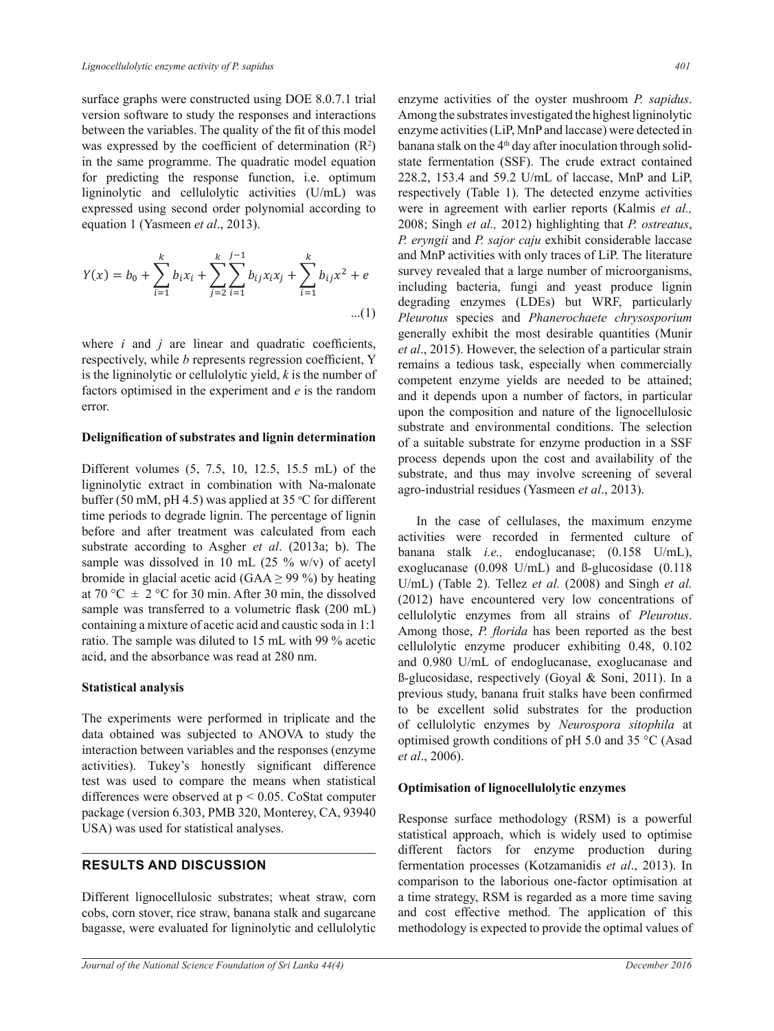surface graphs were constructed using DOE 8.0.7.1 trial version software to study the responses and interactions between the variables. The quality of the fit of this model was expressed by the coefficient of determination ($R^2$) in the same programme. The quadratic model equation for predicting the response function, i.e. optimum ligninolytic and cellulolytic activities (U/mL) was expressed using second order polynomial according to equation 1 (Yasmeen *et al*., 2013).

$$Y(x) = b_0 + \sum_{i=1}^{k} b_i x_i + \sum_{j=2}^{k} \sum_{i=1}^{j-1} b_{ij} x_i x_j + \sum_{i=1}^{k} b_{ij} x^2 + e \quad ...(1)$$

where *i* and *j* are linear and quadratic coefficients, respectively, while *b* represents regression coefficient, Y is the ligninolytic or cellulolytic yield, *k* is the number of factors optimised in the experiment and *e* is the random error.

**Delignification of substrates and lignin determination**

Different volumes (5, 7.5, 10, 12.5, 15.5 mL) of the ligninolytic extract in combination with Na-malonate buffer (50 mM, pH 4.5) was applied at 35 °C for different time periods to degrade lignin. The percentage of lignin before and after treatment was calculated from each substrate according to Asgher *et al*. (2013a; b). The sample was dissolved in 10 mL (25 % w/v) of acetyl bromide in glacial acetic acid (GAA ≥ 99 %) by heating at 70 °C ± 2 °C for 30 min. After 30 min, the dissolved sample was transferred to a volumetric flask (200 mL) containing a mixture of acetic acid and caustic soda in 1:1 ratio. The sample was diluted to 15 mL with 99 % acetic acid, and the absorbance was read at 280 nm.

**Statistical analysis**

The experiments were performed in triplicate and the data obtained was subjected to ANOVA to study the interaction between variables and the responses (enzyme activities). Tukey's honestly significant difference test was used to compare the means when statistical differences were observed at $p < 0.05$. CoStat computer package (version 6.303, PMB 320, Monterey, CA, 93940 USA) was used for statistical analyses.

## RESULTS AND DISCUSSION

Different lignocellulosic substrates; wheat straw, corn cobs, corn stover, rice straw, banana stalk and sugarcane bagasse, were evaluated for ligninolytic and cellulolytic enzyme activities of the oyster mushroom *P. sapidus*. Among the substrates investigated the highest ligninolytic enzyme activities (LiP, MnP and laccase) were detected in banana stalk on the 4th day after inoculation through solid-state fermentation (SSF). The crude extract contained 228.2, 153.4 and 59.2 U/mL of laccase, MnP and LiP, respectively (Table 1). The detected enzyme activities were in agreement with earlier reports (Kalmis *et al.,* 2008; Singh *et al.,* 2012) highlighting that *P. ostreatus*, *P. eryngii* and *P. sajor caju* exhibit considerable laccase and MnP activities with only traces of LiP. The literature survey revealed that a large number of microorganisms, including bacteria, fungi and yeast produce lignin degrading enzymes (LDEs) but WRF, particularly *Pleurotus* species and *Phanerochaete chrysosporium* generally exhibit the most desirable quantities (Munir *et al*., 2015). However, the selection of a particular strain remains a tedious task, especially when commercially competent enzyme yields are needed to be attained; and it depends upon a number of factors, in particular upon the composition and nature of the lignocellulosic substrate and environmental conditions. The selection of a suitable substrate for enzyme production in a SSF process depends upon the cost and availability of the substrate, and thus may involve screening of several agro-industrial residues (Yasmeen *et al*., 2013).

In the case of cellulases, the maximum enzyme activities were recorded in fermented culture of banana stalk *i.e.,* endoglucanase; (0.158 U/mL), exoglucanase (0.098 U/mL) and ß-glucosidase (0.118 U/mL) (Table 2). Tellez *et al.* (2008) and Singh *et al.* (2012) have encountered very low concentrations of cellulolytic enzymes from all strains of *Pleurotus*. Among those, *P. florida* has been reported as the best cellulolytic enzyme producer exhibiting 0.48, 0.102 and 0.980 U/mL of endoglucanase, exoglucanase and ß-glucosidase, respectively (Goyal & Soni, 2011). In a previous study, banana fruit stalks have been confirmed to be excellent solid substrates for the production of cellulolytic enzymes by *Neurospora sitophila* at optimised growth conditions of pH 5.0 and 35 °C (Asad *et al*., 2006).

**Optimisation of lignocellulolytic enzymes**

Response surface methodology (RSM) is a powerful statistical approach, which is widely used to optimise different factors for enzyme production during fermentation processes (Kotzamanidis *et al*., 2013). In comparison to the laborious one-factor optimisation at a time strategy, RSM is regarded as a more time saving and cost effective method. The application of this methodology is expected to provide the optimal values of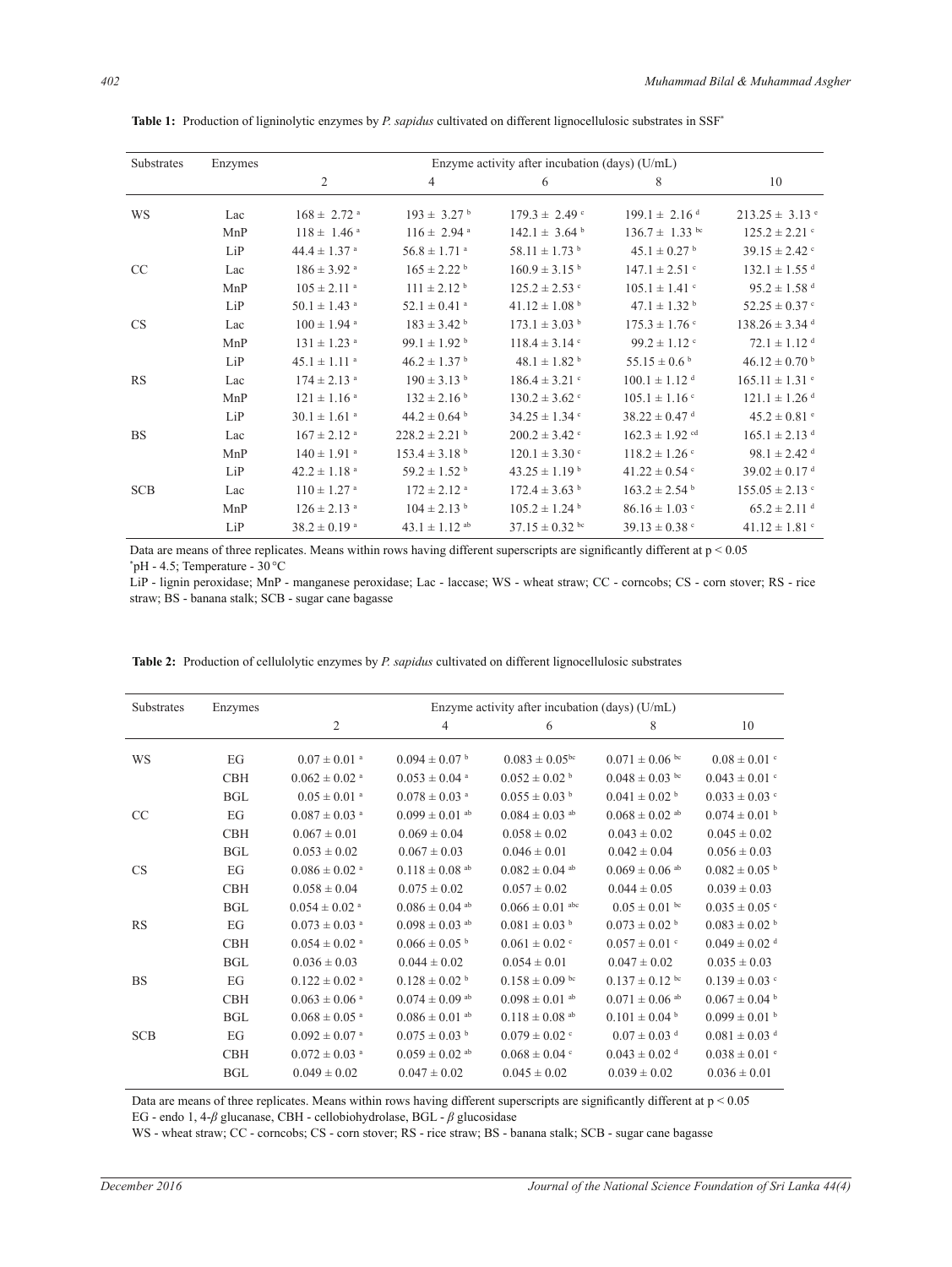**Table 1:** Production of ligninolytic enzymes by *P. sapidus* cultivated on different lignocellulosic substrates in SSF*

| Substrates | Enzymes | Enzyme activity after incubation (days) (U/mL) | | | | |
|---|---|---|---|---|---|---|
| | | 2 | 4 | 6 | 8 | 10 |
| WS | Lac | 168 ± 2.72 $^{a}$ | 193 ± 3.27 $^{b}$ | 179.3 ± 2.49 $^{c}$ | 199.1 ± 2.16 $^{d}$ | 213.25 ± 3.13 $^{e}$ |
| | MnP | 118 ± 1.46 $^{a}$ | 116 ± 2.94 $^{a}$ | 142.1 ± 3.64 $^{b}$ | 136.7 ± 1.33 $^{bc}$ | 125.2 ± 2.21 $^{c}$ |
| | LiP | 44.4 ± 1.37 $^{a}$ | 56.8 ± 1.71 $^{a}$ | 58.11 ± 1.73 $^{b}$ | 45.1 ± 0.27 $^{b}$ | 39.15 ± 2.42 $^{c}$ |
| CC | Lac | 186 ± 3.92 $^{a}$ | 165 ± 2.22 $^{b}$ | 160.9 ± 3.15 $^{b}$ | 147.1 ± 2.51 $^{c}$ | 132.1 ± 1.55 $^{d}$ |
| | MnP | 105 ± 2.11 $^{a}$ | 111 ± 2.12 $^{b}$ | 125.2 ± 2.53 $^{c}$ | 105.1 ± 1.41 $^{c}$ | 95.2 ± 1.58 $^{d}$ |
| | LiP | 50.1 ± 1.43 $^{a}$ | 52.1 ± 0.41 $^{a}$ | 41.12 ± 1.08 $^{b}$ | 47.1 ± 1.32 $^{b}$ | 52.25 ± 0.37 $^{c}$ |
| CS | Lac | 100 ± 1.94 $^{a}$ | 183 ± 3.42 $^{b}$ | 173.1 ± 3.03 $^{b}$ | 175.3 ± 1.76 $^{c}$ | 138.26 ± 3.34 $^{d}$ |
| | MnP | 131 ± 1.23 $^{a}$ | 99.1 ± 1.92 $^{b}$ | 118.4 ± 3.14 $^{c}$ | 99.2 ± 1.12 $^{c}$ | 72.1 ± 1.12 $^{d}$ |
| | LiP | 45.1 ± 1.11 $^{a}$ | 46.2 ± 1.37 $^{b}$ | 48.1 ± 1.82 $^{b}$ | 55.15 ± 0.6 $^{b}$ | 46.12 ± 0.70 $^{b}$ |
| RS | Lac | 174 ± 2.13 $^{a}$ | 190 ± 3.13 $^{b}$ | 186.4 ± 3.21 $^{c}$ | 100.1 ± 1.12 $^{d}$ | 165.11 ± 1.31 $^{e}$ |
| | MnP | 121 ± 1.16 $^{a}$ | 132 ± 2.16 $^{b}$ | 130.2 ± 3.62 $^{c}$ | 105.1 ± 1.16 $^{c}$ | 121.1 ± 1.26 $^{d}$ |
| | LiP | 30.1 ± 1.61 $^{a}$ | 44.2 ± 0.64 $^{b}$ | 34.25 ± 1.34 $^{c}$ | 38.22 ± 0.47 $^{d}$ | 45.2 ± 0.81 $^{e}$ |
| BS | Lac | 167 ± 2.12 $^{a}$ | 228.2 ± 2.21 $^{b}$ | 200.2 ± 3.42 $^{c}$ | 162.3 ± 1.92 $^{cd}$ | 165.1 ± 2.13 $^{d}$ |
| | MnP | 140 ± 1.91 $^{a}$ | 153.4 ± 3.18 $^{b}$ | 120.1 ± 3.30 $^{c}$ | 118.2 ± 1.26 $^{c}$ | 98.1 ± 2.42 $^{d}$ |
| | LiP | 42.2 ± 1.18 $^{a}$ | 59.2 ± 1.52 $^{b}$ | 43.25 ± 1.19 $^{b}$ | 41.22 ± 0.54 $^{c}$ | 39.02 ± 0.17 $^{d}$ |
| SCB | Lac | 110 ± 1.27 $^{a}$ | 172 ± 2.12 $^{a}$ | 172.4 ± 3.63 $^{b}$ | 163.2 ± 2.54 $^{b}$ | 155.05 ± 2.13 $^{c}$ |
| | MnP | 126 ± 2.13 $^{a}$ | 104 ± 2.13 $^{b}$ | 105.2 ± 1.24 $^{b}$ | 86.16 ± 1.03 $^{c}$ | 65.2 ± 2.11 $^{d}$ |
| | LiP | 38.2 ± 0.19 $^{a}$ | 43.1 ± 1.12 $^{ab}$ | 37.15 ± 0.32 $^{bc}$ | 39.13 ± 0.38 $^{c}$ | 41.12 ± 1.81 $^{c}$ |

Data are means of three replicates. Means within rows having different superscripts are significantly different at $p < 0.05$

*pH - 4.5; Temperature - 30 °C

LiP - lignin peroxidase; MnP - manganese peroxidase; Lac - laccase; WS - wheat straw; CC - corncobs; CS - corn stover; RS - rice straw; BS - banana stalk; SCB - sugar cane bagasse

**Table 2:** Production of cellulolytic enzymes by *P. sapidus* cultivated on different lignocellulosic substrates

| Substrates | Enzymes | Enzyme activity after incubation (days) (U/mL) | | | | |
|---|---|---|---|---|---|---|
| | | 2 | 4 | 6 | 8 | 10 |
| WS | EG | 0.07 ± 0.01 $^{a}$ | 0.094 ± 0.07 $^{b}$ | 0.083 ± 0.05$^{bc}$ | 0.071 ± 0.06 $^{bc}$ | 0.08 ± 0.01 $^{c}$ |
| | CBH | 0.062 ± 0.02 $^{a}$ | 0.053 ± 0.04 $^{a}$ | 0.052 ± 0.02 $^{b}$ | 0.048 ± 0.03 $^{bc}$ | 0.043 ± 0.01 $^{c}$ |
| | BGL | 0.05 ± 0.01 $^{a}$ | 0.078 ± 0.03 $^{a}$ | 0.055 ± 0.03 $^{b}$ | 0.041 ± 0.02 $^{b}$ | 0.033 ± 0.03 $^{c}$ |
| CC | EG | 0.087 ± 0.03 $^{a}$ | 0.099 ± 0.01 $^{ab}$ | 0.084 ± 0.03 $^{ab}$ | 0.068 ± 0.02 $^{ab}$ | 0.074 ± 0.01 $^{b}$ |
| | CBH | 0.067 ± 0.01 | 0.069 ± 0.04 | 0.058 ± 0.02 | 0.043 ± 0.02 | 0.045 ± 0.02 |
| | BGL | 0.053 ± 0.02 | 0.067 ± 0.03 | 0.046 ± 0.01 | 0.042 ± 0.04 | 0.056 ± 0.03 |
| CS | EG | 0.086 ± 0.02 $^{a}$ | 0.118 ± 0.08 $^{ab}$ | 0.082 ± 0.04 $^{ab}$ | 0.069 ± 0.06 $^{ab}$ | 0.082 ± 0.05 $^{b}$ |
| | CBH | 0.058 ± 0.04 | 0.075 ± 0.02 | 0.057 ± 0.02 | 0.044 ± 0.05 | 0.039 ± 0.03 |
| | BGL | 0.054 ± 0.02 $^{a}$ | 0.086 ± 0.04 $^{ab}$ | 0.066 ± 0.01 $^{abc}$ | 0.05 ± 0.01 $^{bc}$ | 0.035 ± 0.05 $^{c}$ |
| RS | EG | 0.073 ± 0.03 $^{a}$ | 0.098 ± 0.03 $^{ab}$ | 0.081 ± 0.03 $^{b}$ | 0.073 ± 0.02 $^{b}$ | 0.083 ± 0.02 $^{b}$ |
| | CBH | 0.054 ± 0.02 $^{a}$ | 0.066 ± 0.05 $^{b}$ | 0.061 ± 0.02 $^{c}$ | 0.057 ± 0.01 $^{c}$ | 0.049 ± 0.02 $^{d}$ |
| | BGL | 0.036 ± 0.03 | 0.044 ± 0.02 | 0.054 ± 0.01 | 0.047 ± 0.02 | 0.035 ± 0.03 |
| BS | EG | 0.122 ± 0.02 $^{a}$ | 0.128 ± 0.02 $^{b}$ | 0.158 ± 0.09 $^{bc}$ | 0.137 ± 0.12 $^{bc}$ | 0.139 ± 0.03 $^{c}$ |
| | CBH | 0.063 ± 0.06 $^{a}$ | 0.074 ± 0.09 $^{ab}$ | 0.098 ± 0.01 $^{ab}$ | 0.071 ± 0.06 $^{ab}$ | 0.067 ± 0.04 $^{b}$ |
| | BGL | 0.068 ± 0.05 $^{a}$ | 0.086 ± 0.01 $^{ab}$ | 0.118 ± 0.08 $^{ab}$ | 0.101 ± 0.04 $^{b}$ | 0.099 ± 0.01 $^{b}$ |
| SCB | EG | 0.092 ± 0.07 $^{a}$ | 0.075 ± 0.03 $^{b}$ | 0.079 ± 0.02 $^{c}$ | 0.07 ± 0.03 $^{d}$ | 0.081 ± 0.03 $^{d}$ |
| | CBH | 0.072 ± 0.03 $^{a}$ | 0.059 ± 0.02 $^{ab}$ | 0.068 ± 0.04 $^{c}$ | 0.043 ± 0.02 $^{d}$ | 0.038 ± 0.01 $^{e}$ |
| | BGL | 0.049 ± 0.02 | 0.047 ± 0.02 | 0.045 ± 0.02 | 0.039 ± 0.02 | 0.036 ± 0.01 |

Data are means of three replicates. Means within rows having different superscripts are significantly different at $p < 0.05$

EG - endo 1, 4-$\beta$ glucanase, CBH - cellobiohydrolase, BGL - $\beta$ glucosidase

WS - wheat straw; CC - corncobs; CS - corn stover; RS - rice straw; BS - banana stalk; SCB - sugar cane bagasse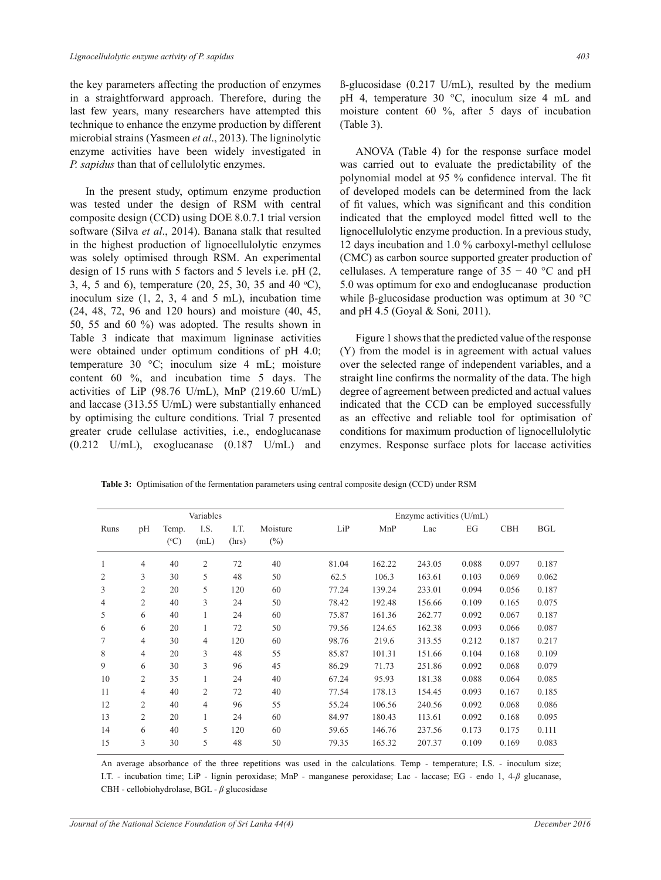the key parameters affecting the production of enzymes in a straightforward approach. Therefore, during the last few years, many researchers have attempted this technique to enhance the enzyme production by different microbial strains (Yasmeen *et al*., 2013). The ligninolytic enzyme activities have been widely investigated in *P. sapidus* than that of cellulolytic enzymes.

In the present study, optimum enzyme production was tested under the design of RSM with central composite design (CCD) using DOE 8.0.7.1 trial version software (Silva *et al*., 2014). Banana stalk that resulted in the highest production of lignocellulolytic enzymes was solely optimised through RSM. An experimental design of 15 runs with 5 factors and 5 levels i.e. pH (2, 3, 4, 5 and 6), temperature (20, 25, 30, 35 and 40 °C), inoculum size (1, 2, 3, 4 and 5 mL), incubation time (24, 48, 72, 96 and 120 hours) and moisture (40, 45, 50, 55 and 60 %) was adopted. The results shown in Table 3 indicate that maximum ligninase activities were obtained under optimum conditions of pH 4.0; temperature 30 °C; inoculum size 4 mL; moisture content 60 %, and incubation time 5 days. The activities of LiP (98.76 U/mL), MnP (219.60 U/mL) and laccase (313.55 U/mL) were substantially enhanced by optimising the culture conditions. Trial 7 presented greater crude cellulase activities, i.e., endoglucanase (0.212 U/mL), exoglucanase (0.187 U/mL) and ß-glucosidase (0.217 U/mL), resulted by the medium pH 4, temperature 30 °C, inoculum size 4 mL and moisture content 60 %, after 5 days of incubation (Table 3).

ANOVA (Table 4) for the response surface model was carried out to evaluate the predictability of the polynomial model at 95 % confidence interval. The fit of developed models can be determined from the lack of fit values, which was significant and this condition indicated that the employed model fitted well to the lignocellulolytic enzyme production. In a previous study, 12 days incubation and 1.0 % carboxyl-methyl cellulose (CMC) as carbon source supported greater production of cellulases. A temperature range of 35 − 40 °C and pH 5.0 was optimum for exo and endoglucanase production while β-glucosidase production was optimum at 30 °C and pH 4.5 (Goyal & Soni, 2011).

Figure 1 shows that the predicted value of the response (Y) from the model is in agreement with actual values over the selected range of independent variables, and a straight line confirms the normality of the data. The high degree of agreement between predicted and actual values indicated that the CCD can be employed successfully as an effective and reliable tool for optimisation of conditions for maximum production of lignocellulolytic enzymes. Response surface plots for laccase activities

**Table 3:** Optimisation of the fermentation parameters using central composite design (CCD) under RSM

| | Variables | | | | | Enzyme activities (U/mL) | | | | | |
|---|---|---|---|---|---|---|---|---|---|---|---|
| Runs | pH | Temp. (°C) | I.S. (mL) | I.T. (hrs) | Moisture (%) | LiP | MnP | Lac | EG | CBH | BGL |
| 1 | 4 | 40 | 2 | 72 | 40 | 81.04 | 162.22 | 243.05 | 0.088 | 0.097 | 0.187 |
| 2 | 3 | 30 | 5 | 48 | 50 | 62.5 | 106.3 | 163.61 | 0.103 | 0.069 | 0.062 |
| 3 | 2 | 20 | 5 | 120 | 60 | 77.24 | 139.24 | 233.01 | 0.094 | 0.056 | 0.187 |
| 4 | 2 | 40 | 3 | 24 | 50 | 78.42 | 192.48 | 156.66 | 0.109 | 0.165 | 0.075 |
| 5 | 6 | 40 | 1 | 24 | 60 | 75.87 | 161.36 | 262.77 | 0.092 | 0.067 | 0.187 |
| 6 | 6 | 20 | 1 | 72 | 50 | 79.56 | 124.65 | 162.38 | 0.093 | 0.066 | 0.087 |
| 7 | 4 | 30 | 4 | 120 | 60 | 98.76 | 219.6 | 313.55 | 0.212 | 0.187 | 0.217 |
| 8 | 4 | 20 | 3 | 48 | 55 | 85.87 | 101.31 | 151.66 | 0.104 | 0.168 | 0.109 |
| 9 | 6 | 30 | 3 | 96 | 45 | 86.29 | 71.73 | 251.86 | 0.092 | 0.068 | 0.079 |
| 10 | 2 | 35 | 1 | 24 | 40 | 67.24 | 95.93 | 181.38 | 0.088 | 0.064 | 0.085 |
| 11 | 4 | 40 | 2 | 72 | 40 | 77.54 | 178.13 | 154.45 | 0.093 | 0.167 | 0.185 |
| 12 | 2 | 40 | 4 | 96 | 55 | 55.24 | 106.56 | 240.56 | 0.092 | 0.068 | 0.086 |
| 13 | 2 | 20 | 1 | 24 | 60 | 84.97 | 180.43 | 113.61 | 0.092 | 0.168 | 0.095 |
| 14 | 6 | 40 | 5 | 120 | 60 | 59.65 | 146.76 | 237.56 | 0.173 | 0.175 | 0.111 |
| 15 | 3 | 30 | 5 | 48 | 50 | 79.35 | 165.32 | 207.37 | 0.109 | 0.169 | 0.083 |

An average absorbance of the three repetitions was used in the calculations. Temp - temperature; I.S. - inoculum size; I.T. - incubation time; LiP - lignin peroxidase; MnP - manganese peroxidase; Lac - laccase; EG - endo 1, 4-*β* glucanase, CBH - cellobiohydrolase, BGL - *β* glucosidase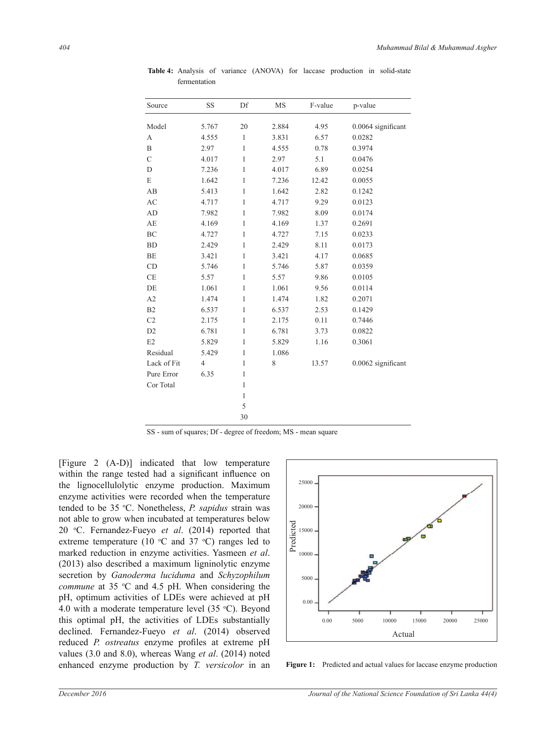**Table 4:** Analysis of variance (ANOVA) for laccase production in solid-state fermentation

| Source | SS | Df | MS | F-value | p-value |
|---|---|---|---|---|---|
| Model | 5.767 | 20 | 2.884 | 4.95 | 0.0064 significant |
| A | 4.555 | 1 | 3.831 | 6.57 | 0.0282 |
| B | 2.97 | 1 | 4.555 | 0.78 | 0.3974 |
| C | 4.017 | 1 | 2.97 | 5.1 | 0.0476 |
| D | 7.236 | 1 | 4.017 | 6.89 | 0.0254 |
| E | 1.642 | 1 | 7.236 | 12.42 | 0.0055 |
| AB | 5.413 | 1 | 1.642 | 2.82 | 0.1242 |
| AC | 4.717 | 1 | 4.717 | 9.29 | 0.0123 |
| AD | 7.982 | 1 | 7.982 | 8.09 | 0.0174 |
| AE | 4.169 | 1 | 4.169 | 1.37 | 0.2691 |
| BC | 4.727 | 1 | 4.727 | 7.15 | 0.0233 |
| BD | 2.429 | 1 | 2.429 | 8.11 | 0.0173 |
| BE | 3.421 | 1 | 3.421 | 4.17 | 0.0685 |
| CD | 5.746 | 1 | 5.746 | 5.87 | 0.0359 |
| CE | 5.57 | 1 | 5.57 | 9.86 | 0.0105 |
| DE | 1.061 | 1 | 1.061 | 9.56 | 0.0114 |
| A2 | 1.474 | 1 | 1.474 | 1.82 | 0.2071 |
| B2 | 6.537 | 1 | 6.537 | 2.53 | 0.1429 |
| C2 | 2.175 | 1 | 2.175 | 0.11 | 0.7446 |
| D2 | 6.781 | 1 | 6.781 | 3.73 | 0.0822 |
| E2 | 5.829 | 1 | 5.829 | 1.16 | 0.3061 |
| Residual | 5.429 | 1 | 1.086 | | |
| Lack of Fit | 4 | 1 | 8 | 13.57 | 0.0062 significant |
| Pure Error | 6.35 | 1 | | | |
| Cor Total | | 1 | | | |
| | | 1 | | | |
| | | 5 | | | |
| | | 30 | | | |

SS - sum of squares; Df - degree of freedom; MS - mean square

[Figure 2 (A-D)] indicated that low temperature within the range tested had a significant influence on the lignocellulolytic enzyme production. Maximum enzyme activities were recorded when the temperature tended to be 35 °C. Nonetheless, *P. sapidus* strain was not able to grow when incubated at temperatures below 20 °C. Fernandez-Fueyo *et al*. (2014) reported that extreme temperature (10 °C and 37 °C) ranges led to marked reduction in enzyme activities. Yasmeen *et al*. (2013) also described a maximum ligninolytic enzyme secretion by *Ganoderma luciduma* and *Schyzophilum commune* at 35 °C and 4.5 pH. When considering the pH, optimum activities of LDEs were achieved at pH 4.0 with a moderate temperature level (35 °C). Beyond this optimal pH, the activities of LDEs substantially declined. Fernandez-Fueyo *et al*. (2014) observed reduced *P. ostreatus* enzyme profiles at extreme pH values (3.0 and 8.0), whereas Wang *et al*. (2014) noted enhanced enzyme production by *T. versicolor* in an

**Figure 1:** Predicted and actual values for laccase enzyme production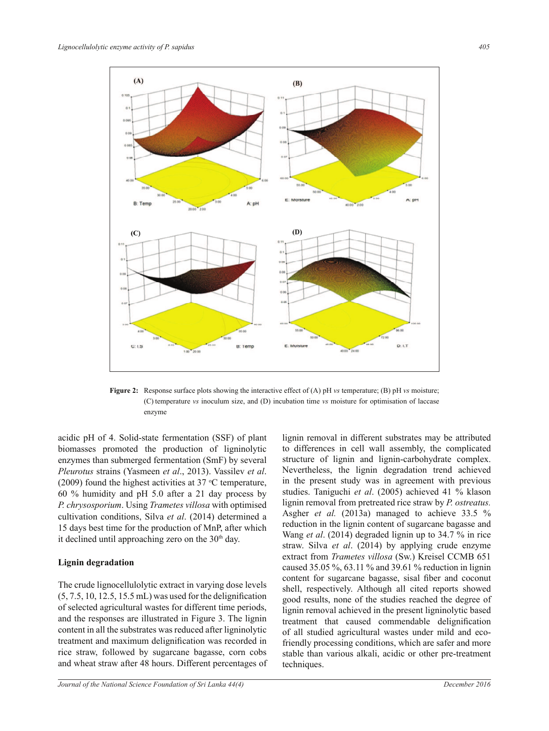Figure 2: Response surface plots showing the interactive effect of (A) pH *vs* temperature; (B) pH *vs* moisture; (C) temperature *vs* inoculum size, and (D) incubation time *vs* moisture for optimisation of laccase enzyme

acidic pH of 4. Solid-state fermentation (SSF) of plant biomasses promoted the production of ligninolytic enzymes than submerged fermentation (SmF) by several *Pleurotus* strains (Yasmeen *et al*., 2013). Vassilev *et al*. (2009) found the highest activities at 37 °C temperature, 60 % humidity and pH 5.0 after a 21 day process by *P. chrysosporium*. Using *Trametes villosa* with optimised cultivation conditions, Silva *et al*. (2014) determined a 15 days best time for the production of MnP, after which it declined until approaching zero on the 30th day.

## Lignin degradation

The crude lignocellulolytic extract in varying dose levels (5, 7.5, 10, 12.5, 15.5 mL) was used for the delignification of selected agricultural wastes for different time periods, and the responses are illustrated in Figure 3. The lignin content in all the substrates was reduced after ligninolytic treatment and maximum delignification was recorded in rice straw, followed by sugarcane bagasse, corn cobs and wheat straw after 48 hours. Different percentages of lignin removal in different substrates may be attributed to differences in cell wall assembly, the complicated structure of lignin and lignin-carbohydrate complex. Nevertheless, the lignin degradation trend achieved in the present study was in agreement with previous studies. Taniguchi *et al*. (2005) achieved 41 % klason lignin removal from pretreated rice straw by *P. ostreatus*. Asgher *et al.* (2013a) managed to achieve 33.5 % reduction in the lignin content of sugarcane bagasse and Wang *et al*. (2014) degraded lignin up to 34.7 % in rice straw. Silva *et al*. (2014) by applying crude enzyme extract from *Trametes villosa* (Sw.) Kreisel CCMB 651 caused 35.05 %, 63.11 % and 39.61 % reduction in lignin content for sugarcane bagasse, sisal fiber and coconut shell, respectively. Although all cited reports showed good results, none of the studies reached the degree of lignin removal achieved in the present ligninolytic based treatment that caused commendable delignification of all studied agricultural wastes under mild and eco-friendly processing conditions, which are safer and more stable than various alkali, acidic or other pre-treatment techniques.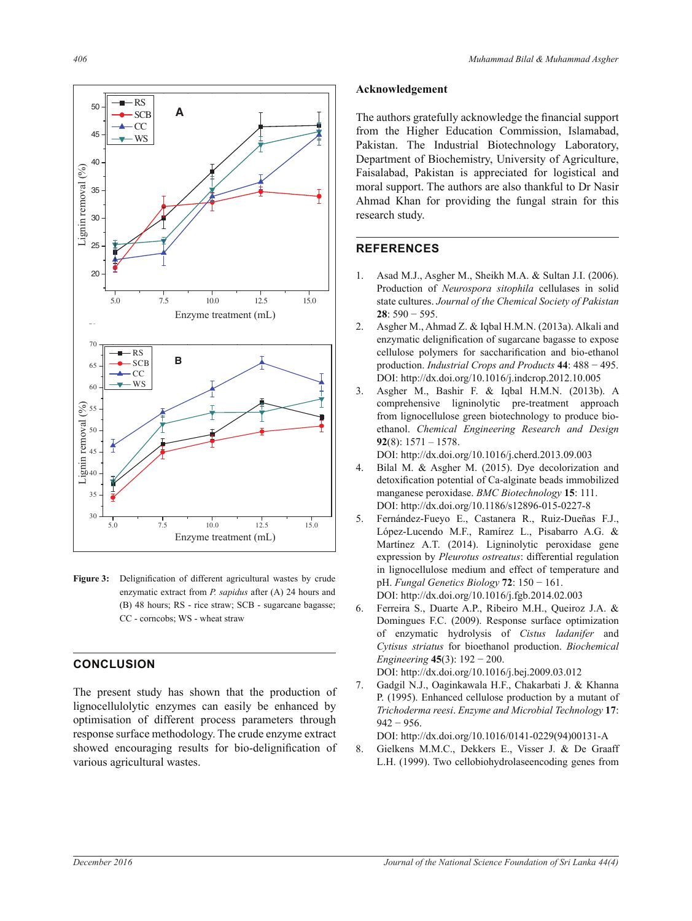Figure 3: Delignification of different agricultural wastes by crude enzymatic extract from *P. sapidus* after (A) 24 hours and (B) 48 hours; RS - rice straw; SCB - sugarcane bagasse; CC - corncobs; WS - wheat straw

## CONCLUSION

The present study has shown that the production of lignocellulolytic enzymes can easily be enhanced by optimisation of different process parameters through response surface methodology. The crude enzyme extract showed encouraging results for bio-delignification of various agricultural wastes.

## Acknowledgement

The authors gratefully acknowledge the financial support from the Higher Education Commission, Islamabad, Pakistan. The Industrial Biotechnology Laboratory, Department of Biochemistry, University of Agriculture, Faisalabad, Pakistan is appreciated for logistical and moral support. The authors are also thankful to Dr Nasir Ahmad Khan for providing the fungal strain for this research study.

## REFERENCES

1. Asad M.J., Asgher M., Sheikh M.A. & Sultan J.I. (2006). Production of *Neurospora sitophila* cellulases in solid state cultures. *Journal of the Chemical Society of Pakistan* **28**: 590 − 595.
2. Asgher M., Ahmad Z. & Iqbal H.M.N. (2013a). Alkali and enzymatic delignification of sugarcane bagasse to expose cellulose polymers for saccharification and bio-ethanol production. *Industrial Crops and Products* **44**: 488 − 495. DOI: http://dx.doi.org/10.1016/j.indcrop.2012.10.005
3. Asgher M., Bashir F. & Iqbal H.M.N. (2013b). A comprehensive ligninolytic pre-treatment approach from lignocellulose green biotechnology to produce bio-ethanol. *Chemical Engineering Research and Design* **92**(8): 1571 – 1578. DOI: http://dx.doi.org/10.1016/j.cherd.2013.09.003
4. Bilal M. & Asgher M. (2015). Dye decolorization and detoxification potential of Ca-alginate beads immobilized manganese peroxidase. *BMC Biotechnology* **15**: 111. DOI: http://dx.doi.org/10.1186/s12896-015-0227-8
5. Fernández-Fueyo E., Castanera R., Ruiz-Dueñas F.J., López-Lucendo M.F., Ramírez L., Pisabarro A.G. & Martínez A.T. (2014). Ligninolytic peroxidase gene expression by *Pleurotus ostreatus*: differential regulation in lignocellulose medium and effect of temperature and pH. *Fungal Genetics Biology* **72**: 150 − 161. DOI: http://dx.doi.org/10.1016/j.fgb.2014.02.003
6. Ferreira S., Duarte A.P., Ribeiro M.H., Queiroz J.A. & Domingues F.C. (2009). Response surface optimization of enzymatic hydrolysis of *Cistus ladanifer* and *Cytisus striatus* for bioethanol production. *Biochemical Engineering* **45**(3): 192 − 200. DOI: http://dx.doi.org/10.1016/j.bej.2009.03.012
7. Gadgil N.J., Oaginkawala H.F., Chakarbati J. & Khanna P. (1995). Enhanced cellulose production by a mutant of *Trichoderma reesi*. *Enzyme and Microbial Technology* **17**: 942 − 956. DOI: http://dx.doi.org/10.1016/0141-0229(94)00131-A
8. Gielkens M.M.C., Dekkers E., Visser J. & De Graaff L.H. (1999). Two cellobiohydrolaseencoding genes from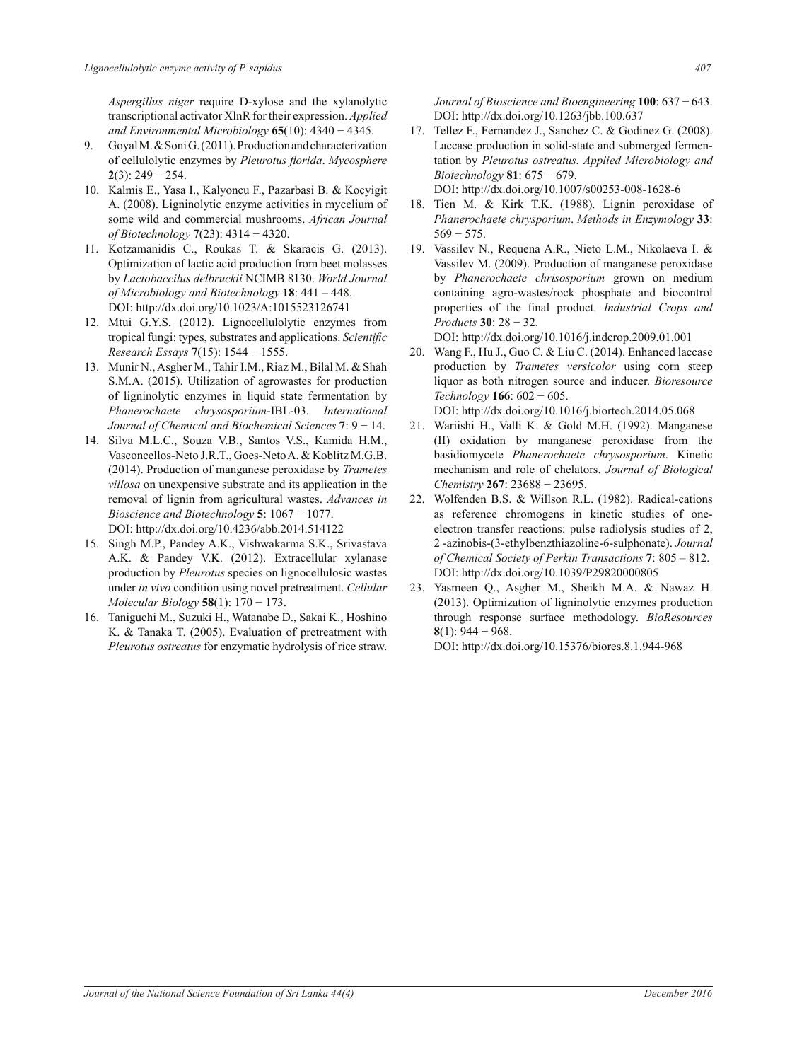*Aspergillus niger* require D-xylose and the xylanolytic transcriptional activator XlnR for their expression. *Applied and Environmental Microbiology* **65**(10): 4340 − 4345.

9. Goyal M. & Soni G. (2011). Production and characterization of cellulolytic enzymes by *Pleurotus florida*. *Mycosphere* **2**(3): 249 − 254.
10. Kalmis E., Yasa I., Kalyoncu F., Pazarbasi B. & Kocyigit A. (2008). Ligninolytic enzyme activities in mycelium of some wild and commercial mushrooms. *African Journal of Biotechnology* **7**(23): 4314 − 4320.
11. Kotzamanidis C., Roukas T. & Skaracis G. (2013). Optimization of lactic acid production from beet molasses by *Lactobaccilus delbruckii* NCIMB 8130. *World Journal of Microbiology and Biotechnology* **18**: 441 – 448. DOI: http://dx.doi.org/10.1023/A:1015523126741
12. Mtui G.Y.S. (2012). Lignocellulolytic enzymes from tropical fungi: types, substrates and applications. *Scientific Research Essays* **7**(15): 1544 − 1555.
13. Munir N., Asgher M., Tahir I.M., Riaz M., Bilal M. & Shah S.M.A. (2015). Utilization of agrowastes for production of ligninolytic enzymes in liquid state fermentation by *Phanerochaete chrysosporium*-IBL-03. *International Journal of Chemical and Biochemical Sciences* **7**: 9 − 14.
14. Silva M.L.C., Souza V.B., Santos V.S., Kamida H.M., Vasconcellos-Neto J.R.T., Goes-Neto A. & Koblitz M.G.B. (2014). Production of manganese peroxidase by *Trametes villosa* on unexpensive substrate and its application in the removal of lignin from agricultural wastes. *Advances in Bioscience and Biotechnology* **5**: 1067 − 1077. DOI: http://dx.doi.org/10.4236/abb.2014.514122
15. Singh M.P., Pandey A.K., Vishwakarma S.K., Srivastava A.K. & Pandey V.K. (2012). Extracellular xylanase production by *Pleurotus* species on lignocellulosic wastes under *in vivo* condition using novel pretreatment. *Cellular Molecular Biology* **58**(1): 170 − 173.
16. Taniguchi M., Suzuki H., Watanabe D., Sakai K., Hoshino K. & Tanaka T. (2005). Evaluation of pretreatment with *Pleurotus ostreatus* for enzymatic hydrolysis of rice straw. *Journal of Bioscience and Bioengineering* **100**: 637 − 643. DOI: http://dx.doi.org/10.1263/jbb.100.637
17. Tellez F., Fernandez J., Sanchez C. & Godinez G. (2008). Laccase production in solid-state and submerged fermentation by *Pleurotus ostreatus. Applied Microbiology and Biotechnology* **81**: 675 − 679. DOI: http://dx.doi.org/10.1007/s00253-008-1628-6
18. Tien M. & Kirk T.K. (1988). Lignin peroxidase of *Phanerochaete chrysporium*. *Methods in Enzymology* **33**: 569 − 575.
19. Vassilev N., Requena A.R., Nieto L.M., Nikolaeva I. & Vassilev M. (2009). Production of manganese peroxidase by *Phanerochaete chrisosporium* grown on medium containing agro-wastes/rock phosphate and biocontrol properties of the final product. *Industrial Crops and Products* **30**: 28 − 32. DOI: http://dx.doi.org/10.1016/j.indcrop.2009.01.001
20. Wang F., Hu J., Guo C. & Liu C. (2014). Enhanced laccase production by *Trametes versicolor* using corn steep liquor as both nitrogen source and inducer. *Bioresource Technology* **166**: 602 − 605. DOI: http://dx.doi.org/10.1016/j.biortech.2014.05.068
21. Wariishi H., Valli K. & Gold M.H. (1992). Manganese (II) oxidation by manganese peroxidase from the basidiomycete *Phanerochaete chrysosporium*. Kinetic mechanism and role of chelators. *Journal of Biological Chemistry* **267**: 23688 − 23695.
22. Wolfenden B.S. & Willson R.L. (1982). Radical-cations as reference chromogens in kinetic studies of one-electron transfer reactions: pulse radiolysis studies of 2, 2 -azinobis-(3-ethylbenzthiazoline-6-sulphonate). *Journal of Chemical Society of Perkin Transactions* **7**: 805 – 812. DOI: http://dx.doi.org/10.1039/P29820000805
23. Yasmeen Q., Asgher M., Sheikh M.A. & Nawaz H. (2013). Optimization of ligninolytic enzymes production through response surface methodology. *BioResources* **8**(1): 944 − 968. DOI: http://dx.doi.org/10.15376/biores.8.1.944-968